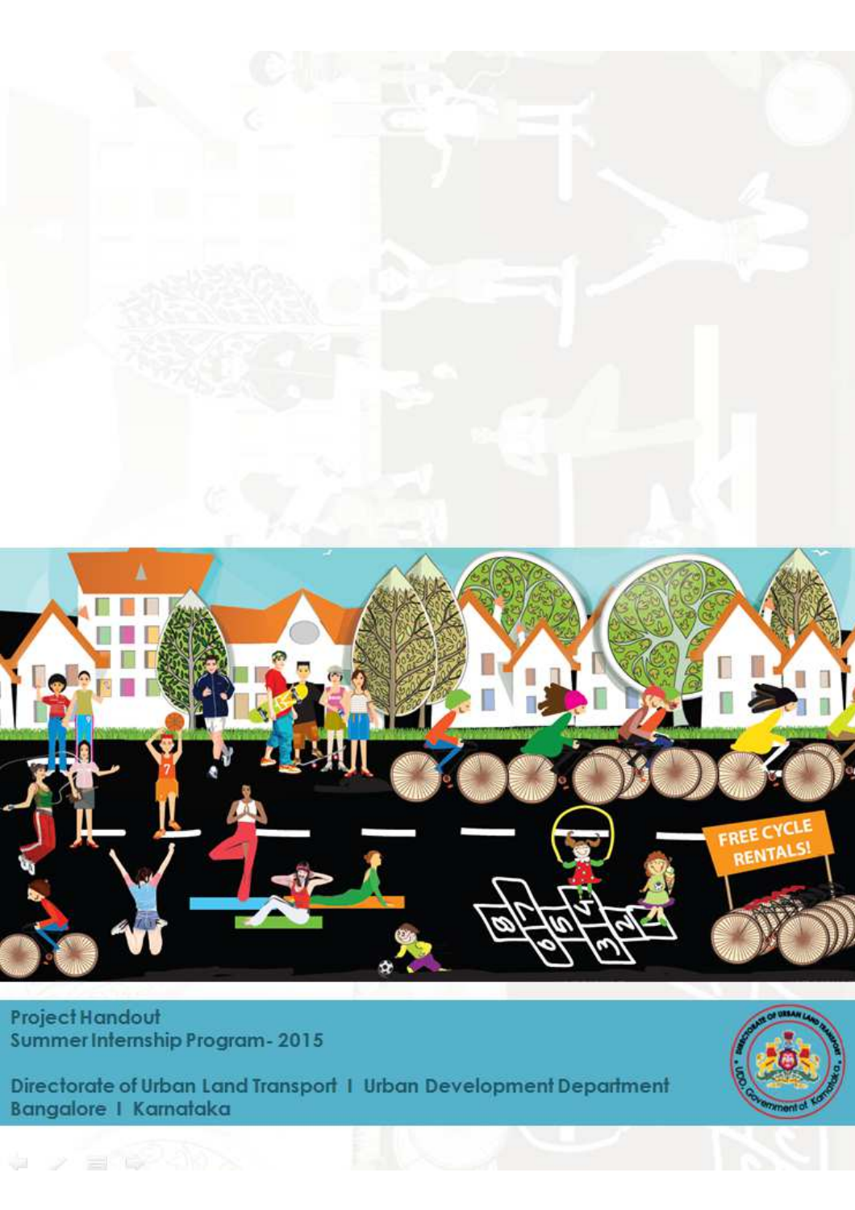Project Handout
Summer Internship Program - 2015

Directorate of Urban Land Transport I Urban Development Department
Bangalore I Karnataka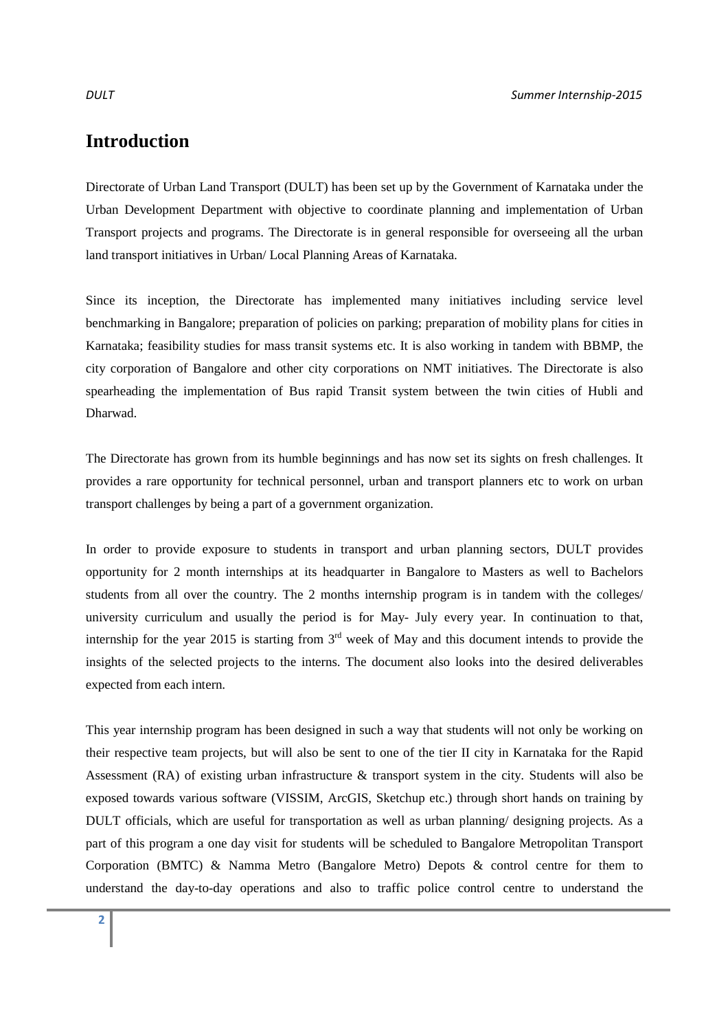# Introduction

Directorate of Urban Land Transport (DULT) has been set up by the Government of Karnataka under the Urban Development Department with objective to coordinate planning and implementation of Urban Transport projects and programs. The Directorate is in general responsible for overseeing all the urban land transport initiatives in Urban/ Local Planning Areas of Karnataka.

Since its inception, the Directorate has implemented many initiatives including service level benchmarking in Bangalore; preparation of policies on parking; preparation of mobility plans for cities in Karnataka; feasibility studies for mass transit systems etc. It is also working in tandem with BBMP, the city corporation of Bangalore and other city corporations on NMT initiatives. The Directorate is also spearheading the implementation of Bus rapid Transit system between the twin cities of Hubli and Dharwad.

The Directorate has grown from its humble beginnings and has now set its sights on fresh challenges. It provides a rare opportunity for technical personnel, urban and transport planners etc to work on urban transport challenges by being a part of a government organization.

In order to provide exposure to students in transport and urban planning sectors, DULT provides opportunity for 2 month internships at its headquarter in Bangalore to Masters as well to Bachelors students from all over the country. The 2 months internship program is in tandem with the colleges/ university curriculum and usually the period is for May- July every year. In continuation to that, internship for the year 2015 is starting from 3rd week of May and this document intends to provide the insights of the selected projects to the interns. The document also looks into the desired deliverables expected from each intern.

This year internship program has been designed in such a way that students will not only be working on their respective team projects, but will also be sent to one of the tier II city in Karnataka for the Rapid Assessment (RA) of existing urban infrastructure & transport system in the city. Students will also be exposed towards various software (VISSIM, ArcGIS, Sketchup etc.) through short hands on training by DULT officials, which are useful for transportation as well as urban planning/ designing projects. As a part of this program a one day visit for students will be scheduled to Bangalore Metropolitan Transport Corporation (BMTC) & Namma Metro (Bangalore Metro) Depots & control centre for them to understand the day-to-day operations and also to traffic police control centre to understand the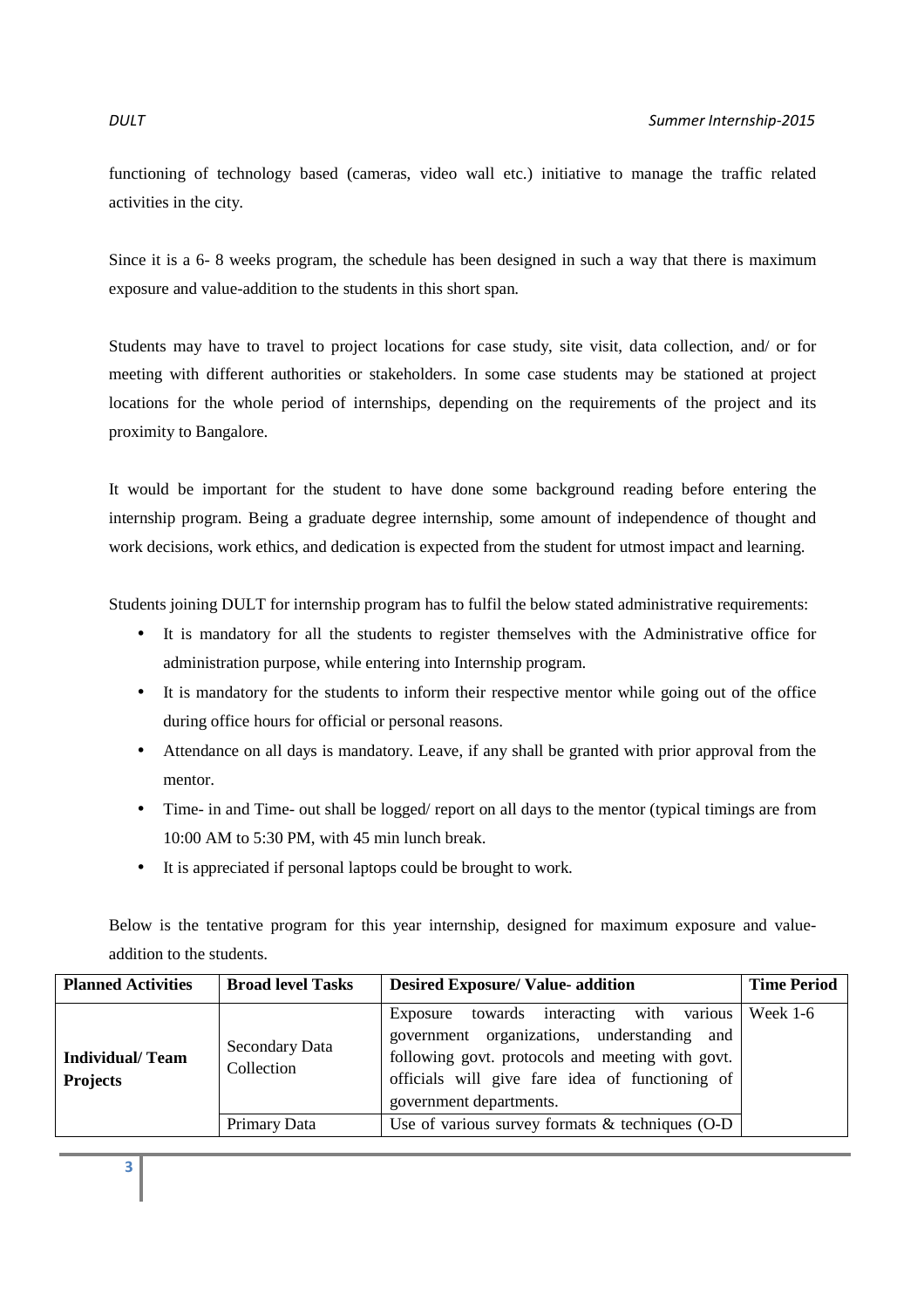functioning of technology based (cameras, video wall etc.) initiative to manage the traffic related activities in the city.

Since it is a 6- 8 weeks program, the schedule has been designed in such a way that there is maximum exposure and value-addition to the students in this short span.

Students may have to travel to project locations for case study, site visit, data collection, and/ or for meeting with different authorities or stakeholders. In some case students may be stationed at project locations for the whole period of internships, depending on the requirements of the project and its proximity to Bangalore.

It would be important for the student to have done some background reading before entering the internship program. Being a graduate degree internship, some amount of independence of thought and work decisions, work ethics, and dedication is expected from the student for utmost impact and learning.

Students joining DULT for internship program has to fulfil the below stated administrative requirements:

- It is mandatory for all the students to register themselves with the Administrative office for administration purpose, while entering into Internship program.
- It is mandatory for the students to inform their respective mentor while going out of the office during office hours for official or personal reasons.
- Attendance on all days is mandatory. Leave, if any shall be granted with prior approval from the mentor.
- Time- in and Time- out shall be logged/ report on all days to the mentor (typical timings are from 10:00 AM to 5:30 PM, with 45 min lunch break.
- It is appreciated if personal laptops could be brought to work.

Below is the tentative program for this year internship, designed for maximum exposure and value-addition to the students.

| Planned Activities | Broad level Tasks | Desired Exposure/ Value- addition | Time Period |
|---|---|---|---|
| **Individual/ Team Projects** | Secondary Data Collection | Exposure towards interacting with various government organizations, understanding and following govt. protocols and meeting with govt. officials will give fare idea of functioning of government departments. | Week 1-6 |
| | Primary Data | Use of various survey formats & techniques (O-D | |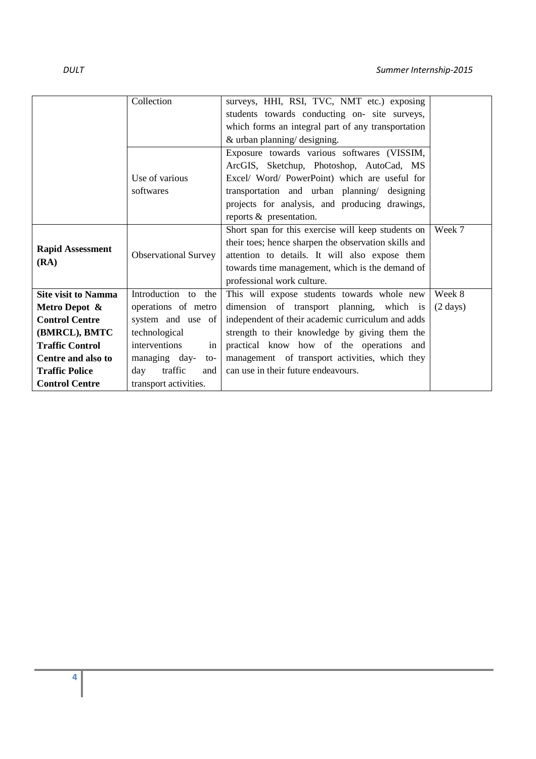| | | | |
|---|---|---|---|
| | Collection | surveys, HHI, RSI, TVC, NMT etc.) exposing students towards conducting on- site surveys, which forms an integral part of any transportation & urban planning/ designing. | |
| | Use of various softwares | Exposure towards various softwares (VISSIM, ArcGIS, Sketchup, Photoshop, AutoCad, MS Excel/ Word/ PowerPoint) which are useful for transportation and urban planning/ designing projects for analysis, and producing drawings, reports & presentation. | |
| **Rapid Assessment (RA)** | Observational Survey | Short span for this exercise will keep students on their toes; hence sharpen the observation skills and attention to details. It will also expose them towards time management, which is the demand of professional work culture. | Week 7 |
| **Site visit to Namma Metro Depot & Control Centre (BMRCL), BMTC Traffic Control Centre and also to Traffic Police Control Centre** | Introduction to the operations of metro system and use of technological interventions in managing day- to-day traffic and transport activities. | This will expose students towards whole new dimension of transport planning, which is independent of their academic curriculum and adds strength to their knowledge by giving them the practical know how of the operations and management of transport activities, which they can use in their future endeavours. | Week 8 (2 days) |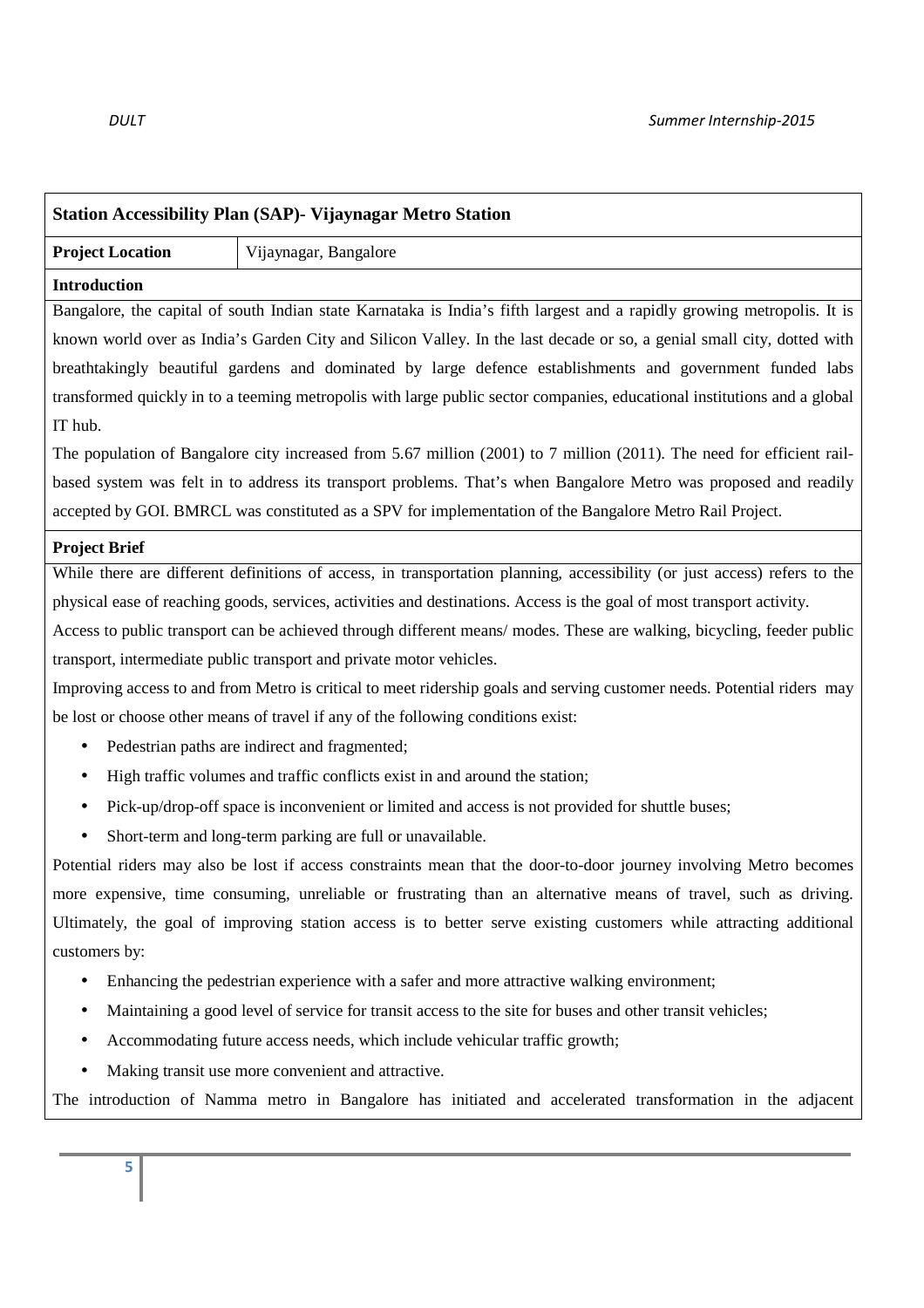## Station Accessibility Plan (SAP)- Vijaynagar Metro Station

| **Project Location** | Vijaynagar, Bangalore |
|---|---|

**Introduction**

Bangalore, the capital of south Indian state Karnataka is India's fifth largest and a rapidly growing metropolis. It is known world over as India's Garden City and Silicon Valley. In the last decade or so, a genial small city, dotted with breathtakingly beautiful gardens and dominated by large defence establishments and government funded labs transformed quickly in to a teeming metropolis with large public sector companies, educational institutions and a global IT hub.

The population of Bangalore city increased from 5.67 million (2001) to 7 million (2011). The need for efficient rail-based system was felt in to address its transport problems. That's when Bangalore Metro was proposed and readily accepted by GOI. BMRCL was constituted as a SPV for implementation of the Bangalore Metro Rail Project.

**Project Brief**

While there are different definitions of access, in transportation planning, accessibility (or just access) refers to the physical ease of reaching goods, services, activities and destinations. Access is the goal of most transport activity.

Access to public transport can be achieved through different means/ modes. These are walking, bicycling, feeder public transport, intermediate public transport and private motor vehicles.

Improving access to and from Metro is critical to meet ridership goals and serving customer needs. Potential riders may be lost or choose other means of travel if any of the following conditions exist:

- Pedestrian paths are indirect and fragmented;
- High traffic volumes and traffic conflicts exist in and around the station;
- Pick-up/drop-off space is inconvenient or limited and access is not provided for shuttle buses;
- Short-term and long-term parking are full or unavailable.

Potential riders may also be lost if access constraints mean that the door-to-door journey involving Metro becomes more expensive, time consuming, unreliable or frustrating than an alternative means of travel, such as driving. Ultimately, the goal of improving station access is to better serve existing customers while attracting additional customers by:

- Enhancing the pedestrian experience with a safer and more attractive walking environment;
- Maintaining a good level of service for transit access to the site for buses and other transit vehicles;
- Accommodating future access needs, which include vehicular traffic growth;
- Making transit use more convenient and attractive.

The introduction of Namma metro in Bangalore has initiated and accelerated transformation in the adjacent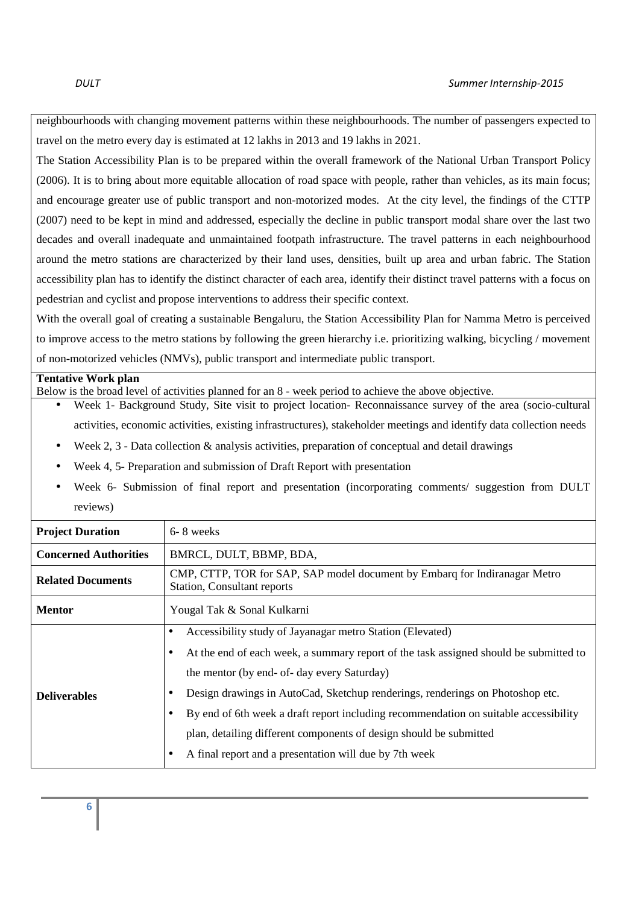neighbourhoods with changing movement patterns within these neighbourhoods. The number of passengers expected to travel on the metro every day is estimated at 12 lakhs in 2013 and 19 lakhs in 2021.

The Station Accessibility Plan is to be prepared within the overall framework of the National Urban Transport Policy (2006). It is to bring about more equitable allocation of road space with people, rather than vehicles, as its main focus; and encourage greater use of public transport and non-motorized modes. At the city level, the findings of the CTTP (2007) need to be kept in mind and addressed, especially the decline in public transport modal share over the last two decades and overall inadequate and unmaintained footpath infrastructure. The travel patterns in each neighbourhood around the metro stations are characterized by their land uses, densities, built up area and urban fabric. The Station accessibility plan has to identify the distinct character of each area, identify their distinct travel patterns with a focus on pedestrian and cyclist and propose interventions to address their specific context.

With the overall goal of creating a sustainable Bengaluru, the Station Accessibility Plan for Namma Metro is perceived to improve access to the metro stations by following the green hierarchy i.e. prioritizing walking, bicycling / movement of non-motorized vehicles (NMVs), public transport and intermediate public transport.

**Tentative Work plan**

Below is the broad level of activities planned for an 8 - week period to achieve the above objective.

- Week 1- Background Study, Site visit to project location- Reconnaissance survey of the area (socio-cultural activities, economic activities, existing infrastructures), stakeholder meetings and identify data collection needs
- Week 2, 3 - Data collection & analysis activities, preparation of conceptual and detail drawings
- Week 4, 5- Preparation and submission of Draft Report with presentation
- Week 6- Submission of final report and presentation (incorporating comments/ suggestion from DULT reviews)

| **Project Duration** | 6- 8 weeks |
|---|---|
| **Concerned Authorities** | BMRCL, DULT, BBMP, BDA, |
| **Related Documents** | CMP, CTTP, TOR for SAP, SAP model document by Embarq for Indiranagar Metro Station, Consultant reports |
| **Mentor** | Yougal Tak & Sonal Kulkarni |
| **Deliverables** | • Accessibility study of Jayanagar metro Station (Elevated)<br>• At the end of each week, a summary report of the task assigned should be submitted to the mentor (by end- of- day every Saturday)<br>• Design drawings in AutoCad, Sketchup renderings, renderings on Photoshop etc.<br>• By end of 6th week a draft report including recommendation on suitable accessibility plan, detailing different components of design should be submitted<br>• A final report and a presentation will due by 7th week |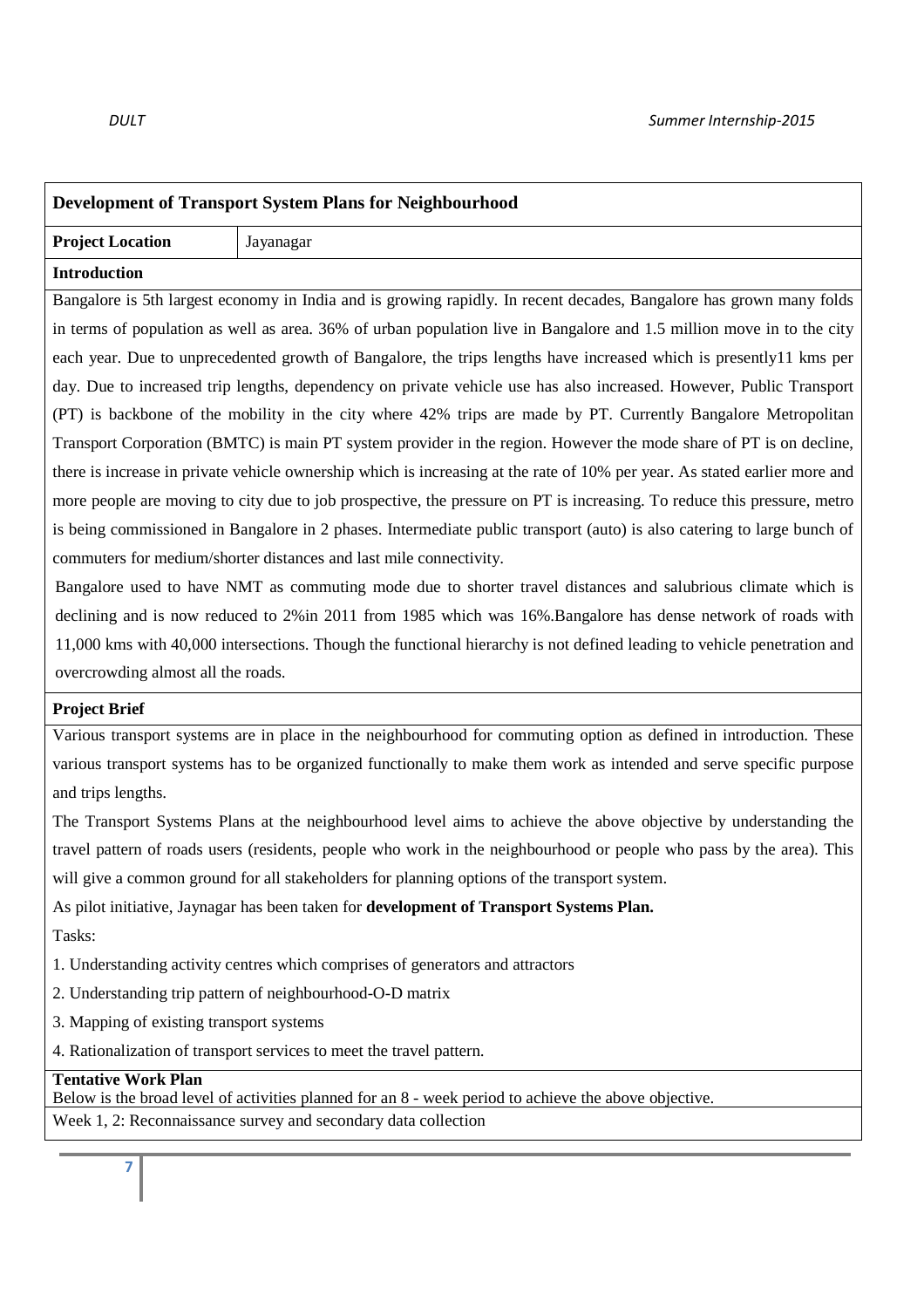**Development of Transport System Plans for Neighbourhood**

| **Project Location** | Jayanagar |
|---|---|

**Introduction**

Bangalore is 5th largest economy in India and is growing rapidly. In recent decades, Bangalore has grown many folds in terms of population as well as area. 36% of urban population live in Bangalore and 1.5 million move in to the city each year. Due to unprecedented growth of Bangalore, the trips lengths have increased which is presently11 kms per day. Due to increased trip lengths, dependency on private vehicle use has also increased. However, Public Transport (PT) is backbone of the mobility in the city where 42% trips are made by PT. Currently Bangalore Metropolitan Transport Corporation (BMTC) is main PT system provider in the region. However the mode share of PT is on decline, there is increase in private vehicle ownership which is increasing at the rate of 10% per year. As stated earlier more and more people are moving to city due to job prospective, the pressure on PT is increasing. To reduce this pressure, metro is being commissioned in Bangalore in 2 phases. Intermediate public transport (auto) is also catering to large bunch of commuters for medium/shorter distances and last mile connectivity.

Bangalore used to have NMT as commuting mode due to shorter travel distances and salubrious climate which is declining and is now reduced to 2%in 2011 from 1985 which was 16%.Bangalore has dense network of roads with 11,000 kms with 40,000 intersections. Though the functional hierarchy is not defined leading to vehicle penetration and overcrowding almost all the roads.

**Project Brief**

Various transport systems are in place in the neighbourhood for commuting option as defined in introduction. These various transport systems has to be organized functionally to make them work as intended and serve specific purpose and trips lengths.

The Transport Systems Plans at the neighbourhood level aims to achieve the above objective by understanding the travel pattern of roads users (residents, people who work in the neighbourhood or people who pass by the area). This will give a common ground for all stakeholders for planning options of the transport system.

As pilot initiative, Jaynagar has been taken for **development of Transport Systems Plan.**

Tasks:

1. Understanding activity centres which comprises of generators and attractors
2. Understanding trip pattern of neighbourhood-O-D matrix
3. Mapping of existing transport systems
4. Rationalization of transport services to meet the travel pattern.

**Tentative Work Plan**

Below is the broad level of activities planned for an 8 - week period to achieve the above objective.

Week 1, 2: Reconnaissance survey and secondary data collection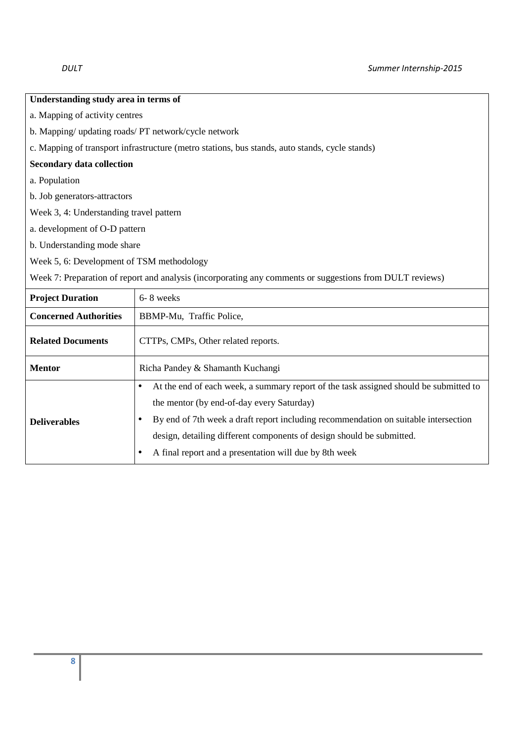| **Understanding study area in terms of** | |
|---|---|
| a. Mapping of activity centres | |
| b. Mapping/ updating roads/ PT network/cycle network | |
| c. Mapping of transport infrastructure (metro stations, bus stands, auto stands, cycle stands) | |
| **Secondary data collection** | |
| a. Population | |
| b. Job generators-attractors | |
| Week 3, 4: Understanding travel pattern | |
| a. development of O-D pattern | |
| b. Understanding mode share | |
| Week 5, 6: Development of TSM methodology | |
| Week 7: Preparation of report and analysis (incorporating any comments or suggestions from DULT reviews) | |
| **Project Duration** | 6- 8 weeks |
| **Concerned Authorities** | BBMP-Mu, Traffic Police, |
| **Related Documents** | CTTPs, CMPs, Other related reports. |
| **Mentor** | Richa Pandey & Shamanth Kuchangi |
| **Deliverables** | • At the end of each week, a summary report of the task assigned should be submitted to the mentor (by end-of-day every Saturday)<br>• By end of 7th week a draft report including recommendation on suitable intersection design, detailing different components of design should be submitted.<br>• A final report and a presentation will due by 8th week |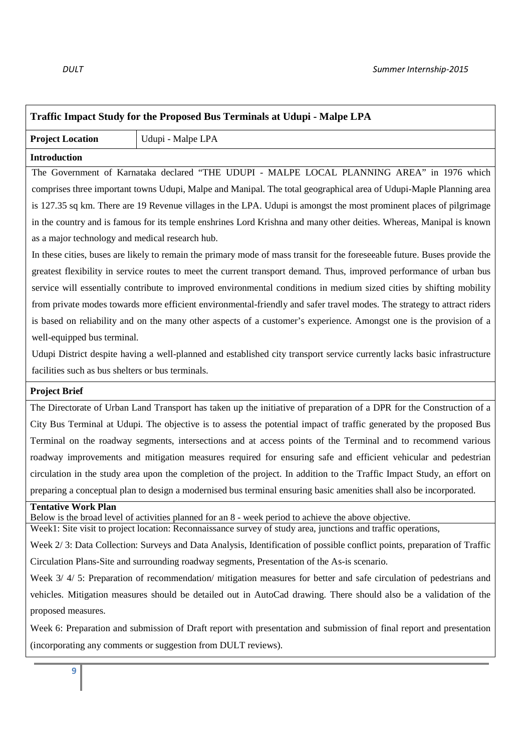## Traffic Impact Study for the Proposed Bus Terminals at Udupi - Malpe LPA

| **Project Location** | Udupi - Malpe LPA |
|---|---|

**Introduction**

The Government of Karnataka declared "THE UDUPI - MALPE LOCAL PLANNING AREA" in 1976 which comprises three important towns Udupi, Malpe and Manipal. The total geographical area of Udupi-Maple Planning area is 127.35 sq km. There are 19 Revenue villages in the LPA. Udupi is amongst the most prominent places of pilgrimage in the country and is famous for its temple enshrines Lord Krishna and many other deities. Whereas, Manipal is known as a major technology and medical research hub.

In these cities, buses are likely to remain the primary mode of mass transit for the foreseeable future. Buses provide the greatest flexibility in service routes to meet the current transport demand. Thus, improved performance of urban bus service will essentially contribute to improved environmental conditions in medium sized cities by shifting mobility from private modes towards more efficient environmental-friendly and safer travel modes. The strategy to attract riders is based on reliability and on the many other aspects of a customer's experience. Amongst one is the provision of a well-equipped bus terminal.

Udupi District despite having a well-planned and established city transport service currently lacks basic infrastructure facilities such as bus shelters or bus terminals.

**Project Brief**

The Directorate of Urban Land Transport has taken up the initiative of preparation of a DPR for the Construction of a City Bus Terminal at Udupi. The objective is to assess the potential impact of traffic generated by the proposed Bus Terminal on the roadway segments, intersections and at access points of the Terminal and to recommend various roadway improvements and mitigation measures required for ensuring safe and efficient vehicular and pedestrian circulation in the study area upon the completion of the project. In addition to the Traffic Impact Study, an effort on preparing a conceptual plan to design a modernised bus terminal ensuring basic amenities shall also be incorporated.

**Tentative Work Plan**

Below is the broad level of activities planned for an 8 - week period to achieve the above objective.

Week1: Site visit to project location: Reconnaissance survey of study area, junctions and traffic operations,

Week 2/ 3: Data Collection: Surveys and Data Analysis, Identification of possible conflict points, preparation of Traffic Circulation Plans-Site and surrounding roadway segments, Presentation of the As-is scenario.

Week 3/ 4/ 5: Preparation of recommendation/ mitigation measures for better and safe circulation of pedestrians and vehicles. Mitigation measures should be detailed out in AutoCad drawing. There should also be a validation of the proposed measures.

Week 6: Preparation and submission of Draft report with presentation and submission of final report and presentation (incorporating any comments or suggestion from DULT reviews).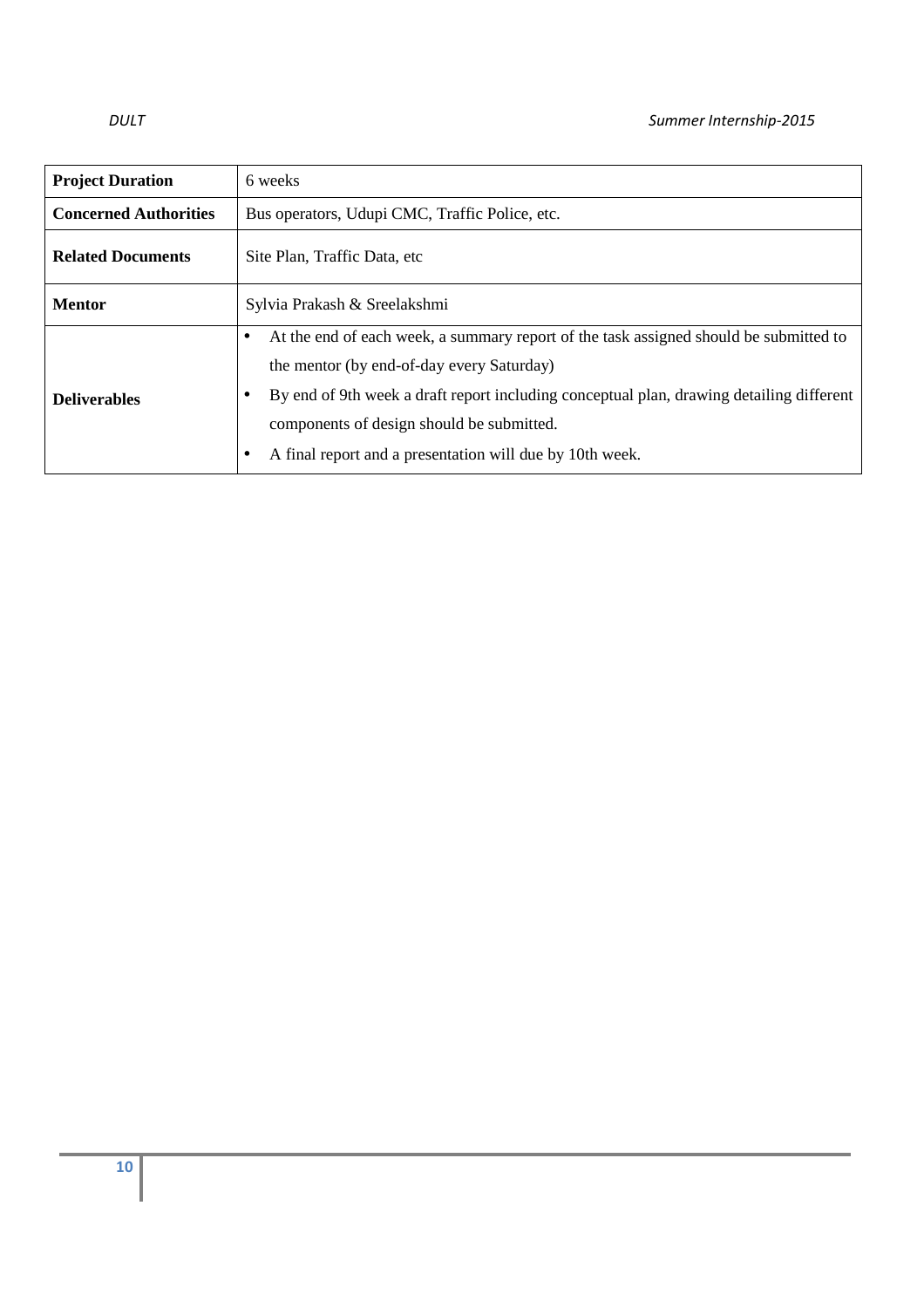| | |
|---|---|
| **Project Duration** | 6 weeks |
| **Concerned Authorities** | Bus operators, Udupi CMC, Traffic Police, etc. |
| **Related Documents** | Site Plan, Traffic Data, etc |
| **Mentor** | Sylvia Prakash & Sreelakshmi |
| **Deliverables** | • At the end of each week, a summary report of the task assigned should be submitted to the mentor (by end-of-day every Saturday)<br>• By end of 9th week a draft report including conceptual plan, drawing detailing different components of design should be submitted.<br>• A final report and a presentation will due by 10th week. |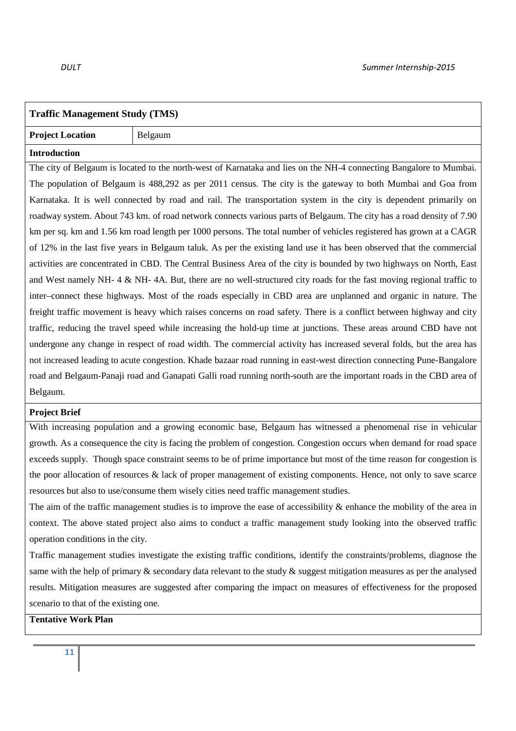## Traffic Management Study (TMS)

| **Project Location** | Belgaum |
|---|---|

**Introduction**

The city of Belgaum is located to the north-west of Karnataka and lies on the NH-4 connecting Bangalore to Mumbai. The population of Belgaum is 488,292 as per 2011 census. The city is the gateway to both Mumbai and Goa from Karnataka. It is well connected by road and rail. The transportation system in the city is dependent primarily on roadway system. About 743 km. of road network connects various parts of Belgaum. The city has a road density of 7.90 km per sq. km and 1.56 km road length per 1000 persons. The total number of vehicles registered has grown at a CAGR of 12% in the last five years in Belgaum taluk. As per the existing land use it has been observed that the commercial activities are concentrated in CBD. The Central Business Area of the city is bounded by two highways on North, East and West namely NH- 4 & NH- 4A. But, there are no well-structured city roads for the fast moving regional traffic to inter–connect these highways. Most of the roads especially in CBD area are unplanned and organic in nature. The freight traffic movement is heavy which raises concerns on road safety. There is a conflict between highway and city traffic, reducing the travel speed while increasing the hold-up time at junctions. These areas around CBD have not undergone any change in respect of road width. The commercial activity has increased several folds, but the area has not increased leading to acute congestion. Khade bazaar road running in east-west direction connecting Pune-Bangalore road and Belgaum-Panaji road and Ganapati Galli road running north-south are the important roads in the CBD area of Belgaum.

**Project Brief**

With increasing population and a growing economic base, Belgaum has witnessed a phenomenal rise in vehicular growth. As a consequence the city is facing the problem of congestion. Congestion occurs when demand for road space exceeds supply. Though space constraint seems to be of prime importance but most of the time reason for congestion is the poor allocation of resources & lack of proper management of existing components. Hence, not only to save scarce resources but also to use/consume them wisely cities need traffic management studies.

The aim of the traffic management studies is to improve the ease of accessibility & enhance the mobility of the area in context. The above stated project also aims to conduct a traffic management study looking into the observed traffic operation conditions in the city.

Traffic management studies investigate the existing traffic conditions, identify the constraints/problems, diagnose the same with the help of primary & secondary data relevant to the study & suggest mitigation measures as per the analysed results. Mitigation measures are suggested after comparing the impact on measures of effectiveness for the proposed scenario to that of the existing one.

**Tentative Work Plan**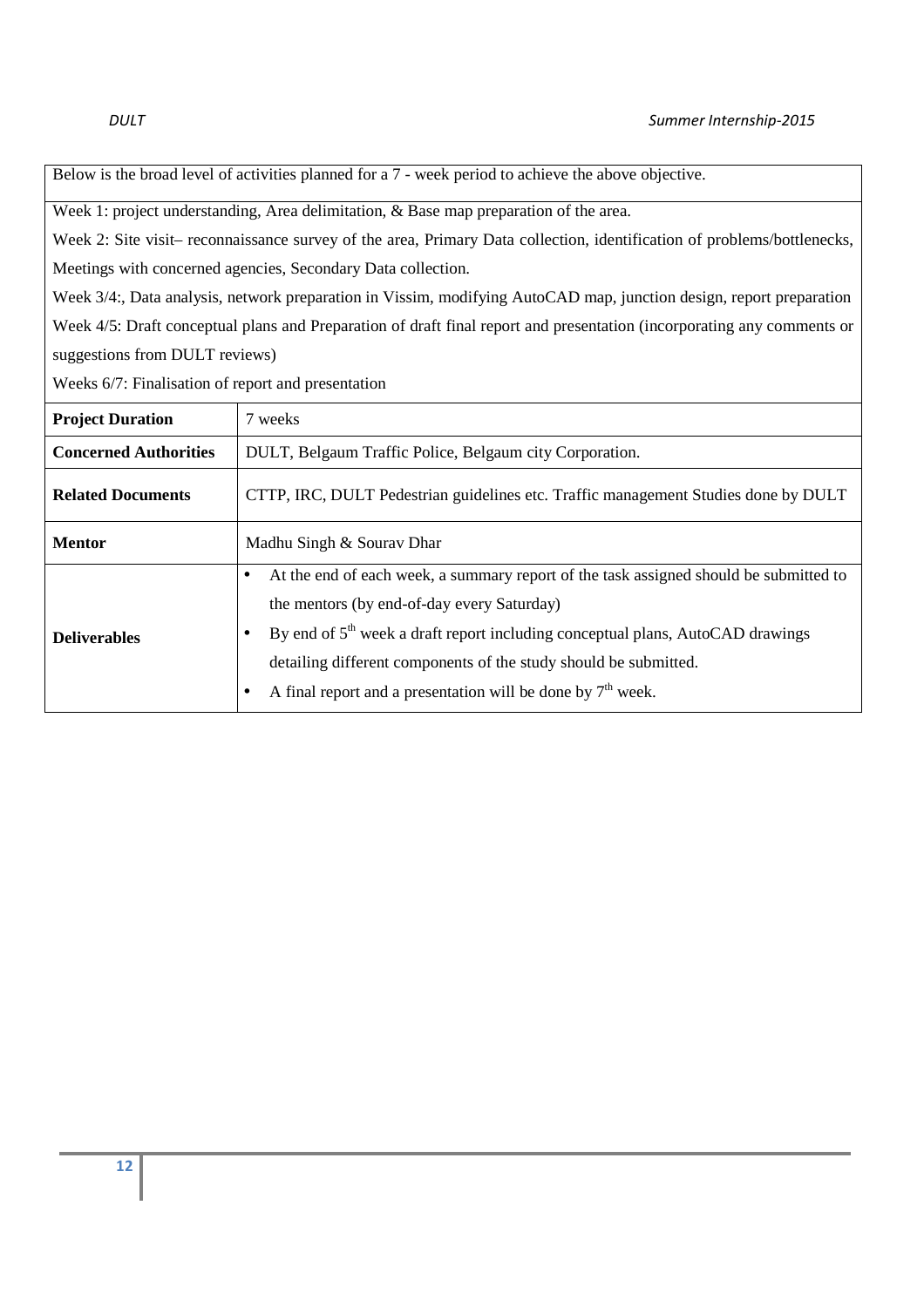Below is the broad level of activities planned for a 7 - week period to achieve the above objective.

Week 1: project understanding, Area delimitation, & Base map preparation of the area.

Week 2: Site visit– reconnaissance survey of the area, Primary Data collection, identification of problems/bottlenecks, Meetings with concerned agencies, Secondary Data collection.

Week 3/4:, Data analysis, network preparation in Vissim, modifying AutoCAD map, junction design, report preparation

Week 4/5: Draft conceptual plans and Preparation of draft final report and presentation (incorporating any comments or suggestions from DULT reviews)

Weeks 6/7: Finalisation of report and presentation

| | |
|---|---|
| **Project Duration** | 7 weeks |
| **Concerned Authorities** | DULT, Belgaum Traffic Police, Belgaum city Corporation. |
| **Related Documents** | CTTP, IRC, DULT Pedestrian guidelines etc. Traffic management Studies done by DULT |
| **Mentor** | Madhu Singh & Sourav Dhar |
| **Deliverables** | • At the end of each week, a summary report of the task assigned should be submitted to the mentors (by end-of-day every Saturday)<br>• By end of 5th week a draft report including conceptual plans, AutoCAD drawings detailing different components of the study should be submitted.<br>• A final report and a presentation will be done by 7th week. |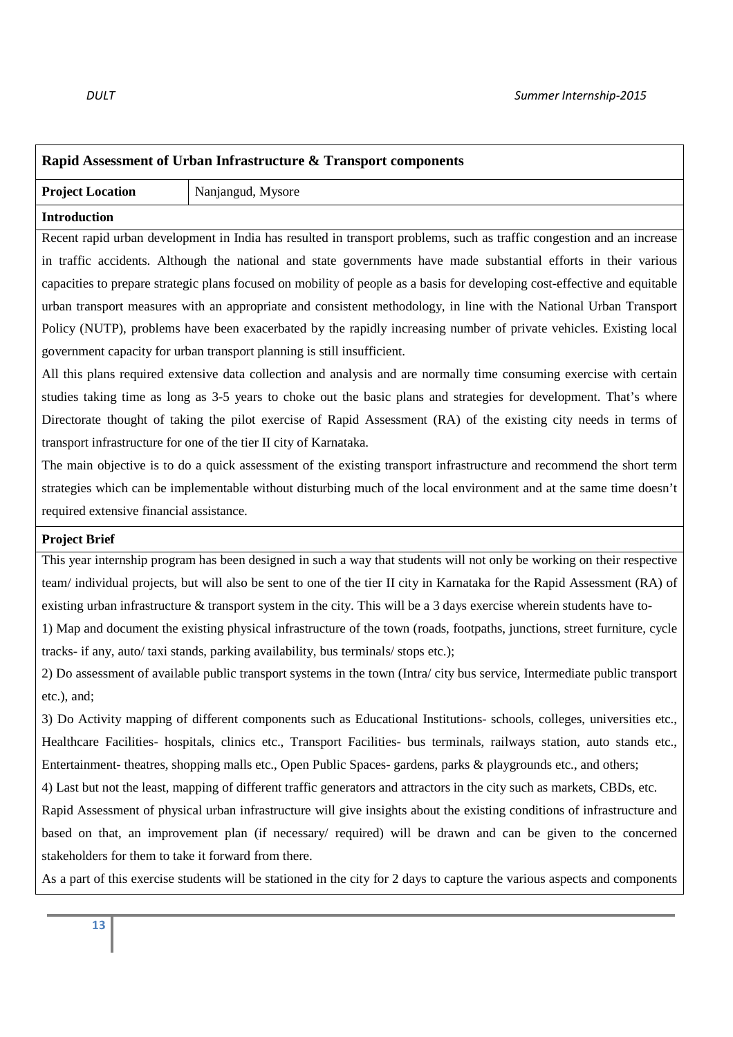**Rapid Assessment of Urban Infrastructure & Transport components**

| **Project Location** | Nanjangud, Mysore |
|---|---|

**Introduction**

Recent rapid urban development in India has resulted in transport problems, such as traffic congestion and an increase in traffic accidents. Although the national and state governments have made substantial efforts in their various capacities to prepare strategic plans focused on mobility of people as a basis for developing cost-effective and equitable urban transport measures with an appropriate and consistent methodology, in line with the National Urban Transport Policy (NUTP), problems have been exacerbated by the rapidly increasing number of private vehicles. Existing local government capacity for urban transport planning is still insufficient.

All this plans required extensive data collection and analysis and are normally time consuming exercise with certain studies taking time as long as 3-5 years to choke out the basic plans and strategies for development. That's where Directorate thought of taking the pilot exercise of Rapid Assessment (RA) of the existing city needs in terms of transport infrastructure for one of the tier II city of Karnataka.

The main objective is to do a quick assessment of the existing transport infrastructure and recommend the short term strategies which can be implementable without disturbing much of the local environment and at the same time doesn't required extensive financial assistance.

**Project Brief**

This year internship program has been designed in such a way that students will not only be working on their respective team/ individual projects, but will also be sent to one of the tier II city in Karnataka for the Rapid Assessment (RA) of existing urban infrastructure & transport system in the city. This will be a 3 days exercise wherein students have to-

1) Map and document the existing physical infrastructure of the town (roads, footpaths, junctions, street furniture, cycle tracks- if any, auto/ taxi stands, parking availability, bus terminals/ stops etc.);

2) Do assessment of available public transport systems in the town (Intra/ city bus service, Intermediate public transport etc.), and;

3) Do Activity mapping of different components such as Educational Institutions- schools, colleges, universities etc., Healthcare Facilities- hospitals, clinics etc., Transport Facilities- bus terminals, railways station, auto stands etc., Entertainment- theatres, shopping malls etc., Open Public Spaces- gardens, parks & playgrounds etc., and others;

4) Last but not the least, mapping of different traffic generators and attractors in the city such as markets, CBDs, etc.

Rapid Assessment of physical urban infrastructure will give insights about the existing conditions of infrastructure and based on that, an improvement plan (if necessary/ required) will be drawn and can be given to the concerned stakeholders for them to take it forward from there.

As a part of this exercise students will be stationed in the city for 2 days to capture the various aspects and components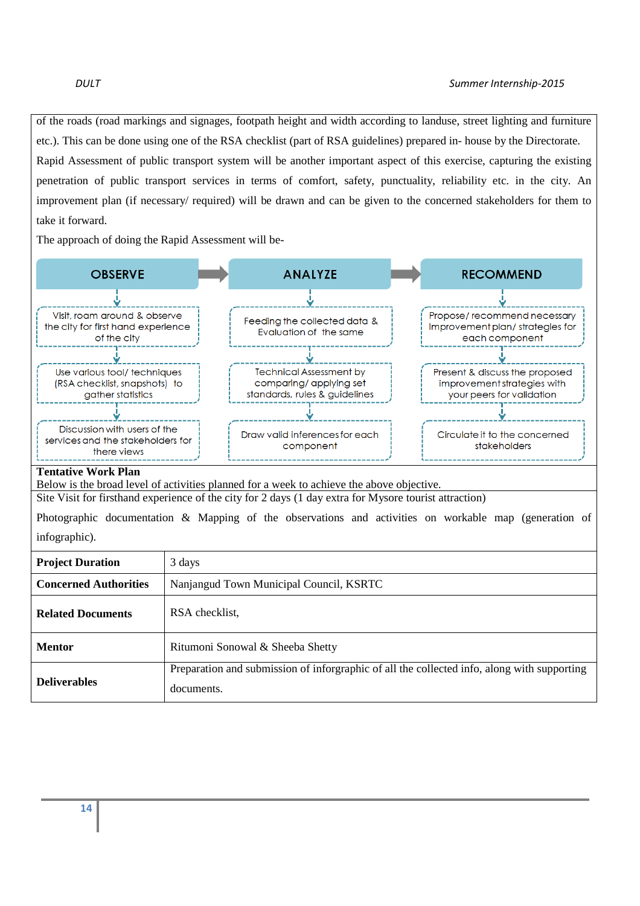of the roads (road markings and signages, footpath height and width according to landuse, street lighting and furniture etc.). This can be done using one of the RSA checklist (part of RSA guidelines) prepared in- house by the Directorate.

Rapid Assessment of public transport system will be another important aspect of this exercise, capturing the existing penetration of public transport services in terms of comfort, safety, punctuality, reliability etc. in the city. An improvement plan (if necessary/ required) will be drawn and can be given to the concerned stakeholders for them to take it forward.

The approach of doing the Rapid Assessment will be-

OBSERVE
- Visit, roam around & observe the city for first hand experience of the city
- Use various tool/ techniques (RSA checklist, snapshots) to gather statistics
- Discussion with users of the services and the stakeholders for there views

ANALYZE
- Feeding the collected data & Evaluation of the same
- Technical Assessment by comparing/ applying set standards, rules & guidelines
- Draw valid inferences for each component

RECOMMEND
- Propose/ recommend necessary improvement plan/ strategies for each component
- Present & discuss the proposed improvement strategies with your peers for validation
- Circulate it to the concerned stakeholders

**Tentative Work Plan**

Below is the broad level of activities planned for a week to achieve the above objective.

Site Visit for firsthand experience of the city for 2 days (1 day extra for Mysore tourist attraction)

Photographic documentation & Mapping of the observations and activities on workable map (generation of infographic).

| | |
|---|---|
| **Project Duration** | 3 days |
| **Concerned Authorities** | Nanjangud Town Municipal Council, KSRTC |
| **Related Documents** | RSA checklist, |
| **Mentor** | Ritumoni Sonowal & Sheeba Shetty |
| **Deliverables** | Preparation and submission of inforgraphic of all the collected info, along with supporting documents. |